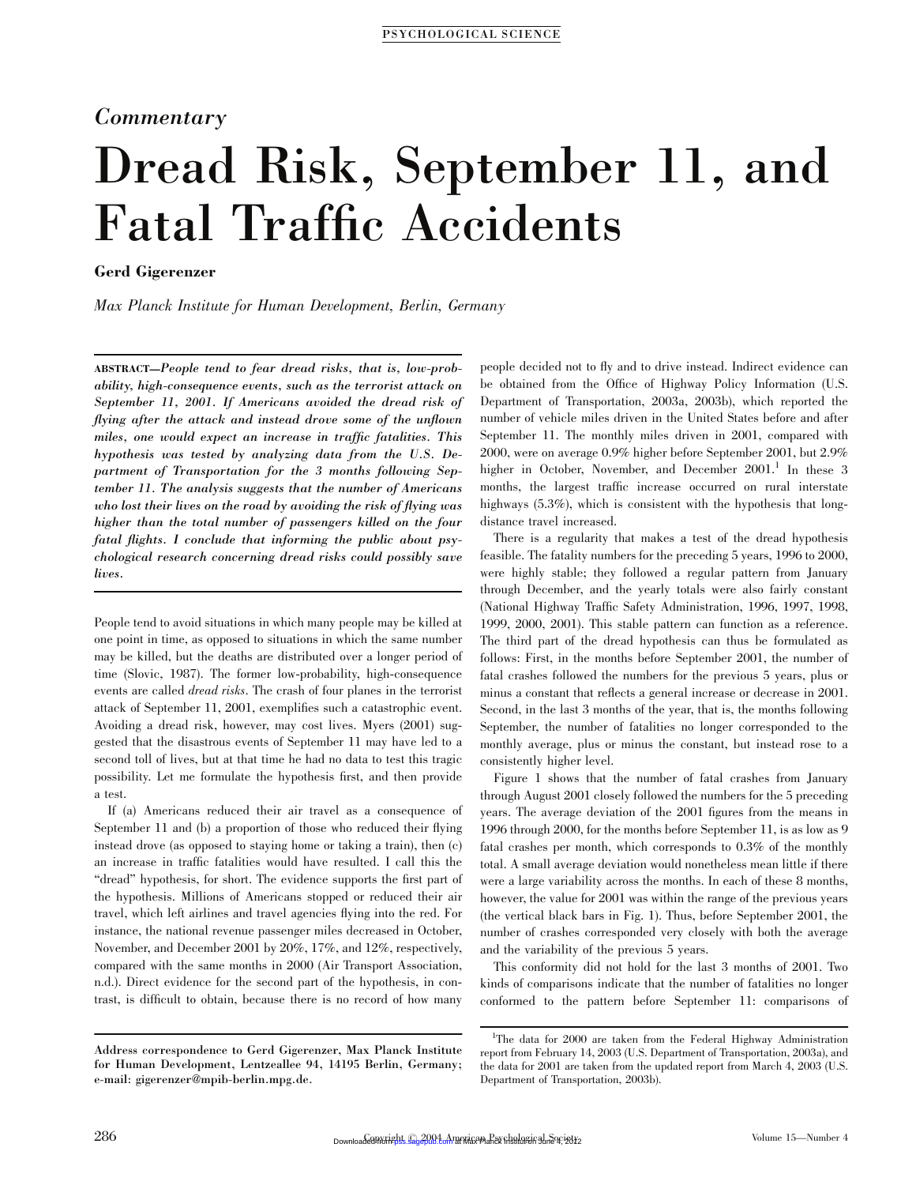Commentary

# Dread Risk, September 11, and Fatal Traffic Accidents

**Gerd Gigerenzer**

*Max Planck Institute for Human Development, Berlin, Germany*

**ABSTRACT**—***People tend to fear dread risks, that is, low-probability, high-consequence events, such as the terrorist attack on September 11, 2001. If Americans avoided the dread risk of flying after the attack and instead drove some of the unflown miles, one would expect an increase in traffic fatalities. This hypothesis was tested by analyzing data from the U.S. Department of Transportation for the 3 months following September 11. The analysis suggests that the number of Americans who lost their lives on the road by avoiding the risk of flying was higher than the total number of passengers killed on the four fatal flights. I conclude that informing the public about psychological research concerning dread risks could possibly save lives.***

People tend to avoid situations in which many people may be killed at one point in time, as opposed to situations in which the same number may be killed, but the deaths are distributed over a longer period of time (Slovic, 1987). The former low-probability, high-consequence events are called *dread risks*. The crash of four planes in the terrorist attack of September 11, 2001, exemplifies such a catastrophic event. Avoiding a dread risk, however, may cost lives. Myers (2001) suggested that the disastrous events of September 11 may have led to a second toll of lives, but at that time he had no data to test this tragic possibility. Let me formulate the hypothesis first, and then provide a test.

If (a) Americans reduced their air travel as a consequence of September 11 and (b) a proportion of those who reduced their flying instead drove (as opposed to staying home or taking a train), then (c) an increase in traffic fatalities would have resulted. I call this the "dread" hypothesis, for short. The evidence supports the first part of the hypothesis. Millions of Americans stopped or reduced their air travel, which left airlines and travel agencies flying into the red. For instance, the national revenue passenger miles decreased in October, November, and December 2001 by 20%, 17%, and 12%, respectively, compared with the same months in 2000 (Air Transport Association, n.d.). Direct evidence for the second part of the hypothesis, in contrast, is difficult to obtain, because there is no record of how many people decided not to fly and to drive instead. Indirect evidence can be obtained from the Office of Highway Policy Information (U.S. Department of Transportation, 2003a, 2003b), which reported the number of vehicle miles driven in the United States before and after September 11. The monthly miles driven in 2001, compared with 2000, were on average 0.9% higher before September 2001, but 2.9% higher in October, November, and December 2001.[1] In these 3 months, the largest traffic increase occurred on rural interstate highways (5.3%), which is consistent with the hypothesis that long-distance travel increased.

There is a regularity that makes a test of the dread hypothesis feasible. The fatality numbers for the preceding 5 years, 1996 to 2000, were highly stable; they followed a regular pattern from January through December, and the yearly totals were also fairly constant (National Highway Traffic Safety Administration, 1996, 1997, 1998, 1999, 2000, 2001). This stable pattern can function as a reference. The third part of the dread hypothesis can thus be formulated as follows: First, in the months before September 2001, the number of fatal crashes followed the numbers for the previous 5 years, plus or minus a constant that reflects a general increase or decrease in 2001. Second, in the last 3 months of the year, that is, the months following September, the number of fatalities no longer corresponded to the monthly average, plus or minus the constant, but instead rose to a consistently higher level.

Figure 1 shows that the number of fatal crashes from January through August 2001 closely followed the numbers for the 5 preceding years. The average deviation of the 2001 figures from the means in 1996 through 2000, for the months before September 11, is as low as 9 fatal crashes per month, which corresponds to 0.3% of the monthly total. A small average deviation would nonetheless mean little if there were a large variability across the months. In each of these 8 months, however, the value for 2001 was within the range of the previous years (the vertical black bars in Fig. 1). Thus, before September 2001, the number of crashes corresponded very closely with both the average and the variability of the previous 5 years.

This conformity did not hold for the last 3 months of 2001. Two kinds of comparisons indicate that the number of fatalities no longer conformed to the pattern before September 11: comparisons of

Address correspondence to Gerd Gigerenzer, Max Planck Institute for Human Development, Lentzeallee 94, 14195 Berlin, Germany; e-mail: gigerenzer@mpib-berlin.mpg.de.

[1] The data for 2000 are taken from the Federal Highway Administration report from February 14, 2003 (U.S. Department of Transportation, 2003a), and the data for 2001 are taken from the updated report from March 4, 2003 (U.S. Department of Transportation, 2003b).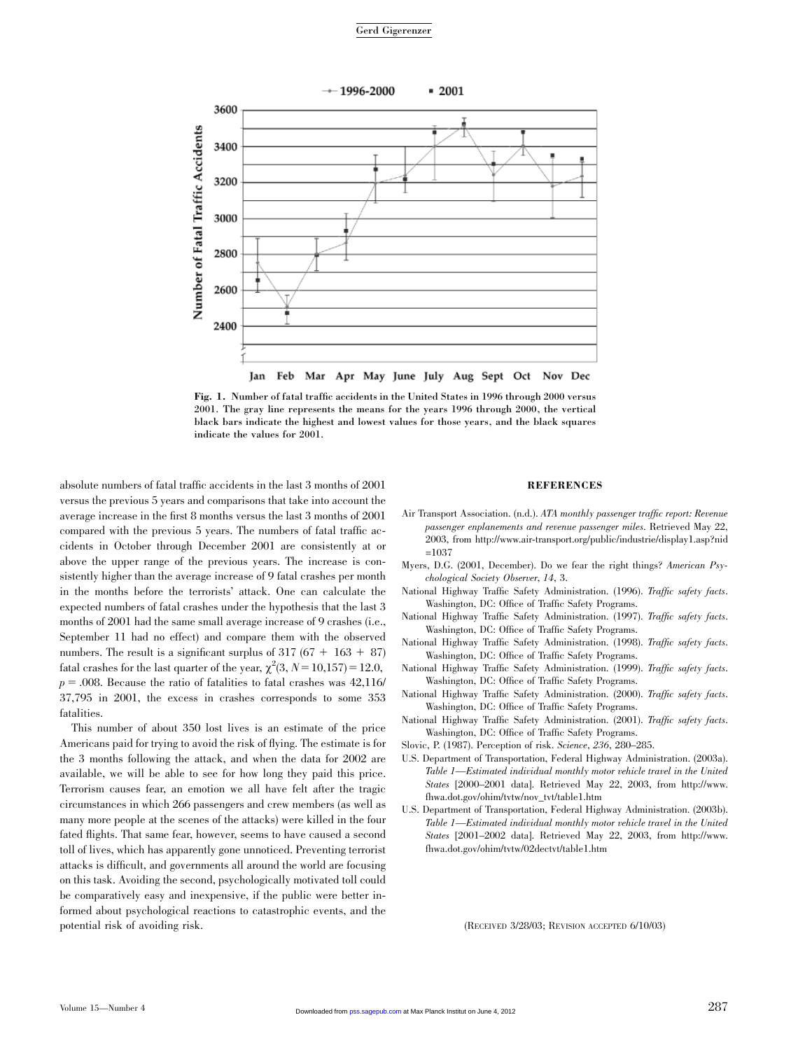— 1996-2000   ▪ 2001

Number of Fatal Traffic Accidents

3600
3400
3200
3000
2800
2600
2400

Jan Feb Mar Apr May June July Aug Sept Oct Nov Dec

**Fig. 1.** Number of fatal traffic accidents in the United States in 1996 through 2000 versus 2001. The gray line represents the means for the years 1996 through 2000, the vertical black bars indicate the highest and lowest values for those years, and the black squares indicate the values for 2001.

absolute numbers of fatal traffic accidents in the last 3 months of 2001 versus the previous 5 years and comparisons that take into account the average increase in the first 8 months versus the last 3 months of 2001 compared with the previous 5 years. The numbers of fatal traffic accidents in October through December 2001 are consistently at or above the upper range of the previous years. The increase is consistently higher than the average increase of 9 fatal crashes per month in the months before the terrorists' attack. One can calculate the expected numbers of fatal crashes under the hypothesis that the last 3 months of 2001 had the same small average increase of 9 crashes (i.e., September 11 had no effect) and compare them with the observed numbers. The result is a significant surplus of 317 (67 + 163 + 87) fatal crashes for the last quarter of the year, $\chi^2(3, N = 10{,}157) = 12.0$, $p = .008$. Because the ratio of fatalities to fatal crashes was 42,116/37,795 in 2001, the excess in crashes corresponds to some 353 fatalities.

This number of about 350 lost lives is an estimate of the price Americans paid for trying to avoid the risk of flying. The estimate is for the 3 months following the attack, and when the data for 2002 are available, we will be able to see for how long they paid this price. Terrorism causes fear, an emotion we all have felt after the tragic circumstances in which 266 passengers and crew members (as well as many more people at the scenes of the attacks) were killed in the four fated flights. That same fear, however, seems to have caused a second toll of lives, which has apparently gone unnoticed. Preventing terrorist attacks is difficult, and governments all around the world are focusing on this task. Avoiding the second, psychologically motivated toll could be comparatively easy and inexpensive, if the public were better informed about psychological reactions to catastrophic events, and the potential risk of avoiding risk.

## REFERENCES

Air Transport Association. (n.d.). *ATA monthly passenger traffic report: Revenue passenger enplanements and revenue passenger miles*. Retrieved May 22, 2003, from http://www.air-transport.org/public/industrie/display1.asp?nid=1037

Myers, D.G. (2001, December). Do we fear the right things? *American Psychological Society Observer*, *14*, 3.

National Highway Traffic Safety Administration. (1996). *Traffic safety facts*. Washington, DC: Office of Traffic Safety Programs.

National Highway Traffic Safety Administration. (1997). *Traffic safety facts*. Washington, DC: Office of Traffic Safety Programs.

National Highway Traffic Safety Administration. (1998). *Traffic safety facts*. Washington, DC: Office of Traffic Safety Programs.

National Highway Traffic Safety Administration. (1999). *Traffic safety facts*. Washington, DC: Office of Traffic Safety Programs.

National Highway Traffic Safety Administration. (2000). *Traffic safety facts*. Washington, DC: Office of Traffic Safety Programs.

National Highway Traffic Safety Administration. (2001). *Traffic safety facts*. Washington, DC: Office of Traffic Safety Programs.

Slovic, P. (1987). Perception of risk. *Science*, *236*, 280–285.

U.S. Department of Transportation, Federal Highway Administration. (2003a). *Table 1—Estimated individual monthly motor vehicle travel in the United States* [2000–2001 data]. Retrieved May 22, 2003, from http://www.fhwa.dot.gov/ohim/tvtw/nov_tvt/table1.htm

U.S. Department of Transportation, Federal Highway Administration. (2003b). *Table 1—Estimated individual monthly motor vehicle travel in the United States* [2001–2002 data]. Retrieved May 22, 2003, from http://www.fhwa.dot.gov/ohim/tvtw/02dectvt/table1.htm

(Received 3/28/03; Revision accepted 6/10/03)